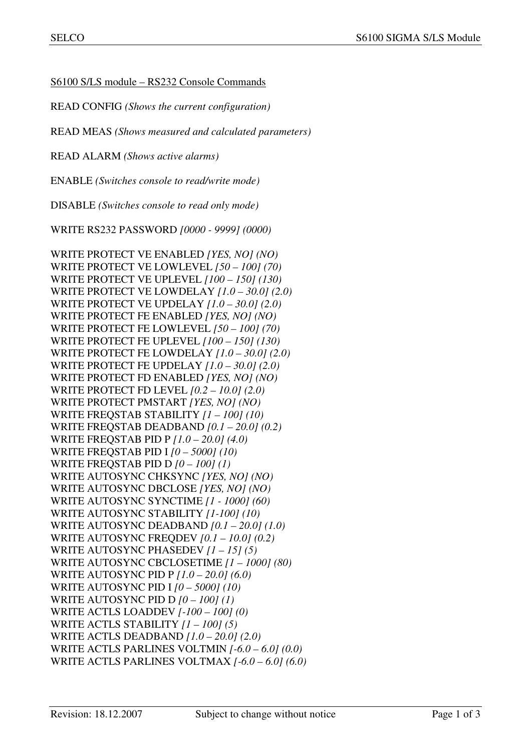S6100 S/LS module – RS232 Console Commands

READ CONFIG *(Shows the current configuration)*

READ MEAS *(Shows measured and calculated parameters)*

READ ALARM *(Shows active alarms)*

ENABLE *(Switches console to read/write mode)*

DISABLE *(Switches console to read only mode)*

WRITE RS232 PASSWORD *[0000 - 9999] (0000)*

WRITE PROTECT VE ENABLED *[YES, NO] (NO)*
WRITE PROTECT VE LOWLEVEL *[50 – 100] (70)*
WRITE PROTECT VE UPLEVEL *[100 – 150] (130)*
WRITE PROTECT VE LOWDELAY *[1.0 – 30.0] (2.0)*
WRITE PROTECT VE UPDELAY *[1.0 – 30.0] (2.0)*
WRITE PROTECT FE ENABLED *[YES, NO] (NO)*
WRITE PROTECT FE LOWLEVEL *[50 – 100] (70)*
WRITE PROTECT FE UPLEVEL *[100 – 150] (130)*
WRITE PROTECT FE LOWDELAY *[1.0 – 30.0] (2.0)*
WRITE PROTECT FE UPDELAY *[1.0 – 30.0] (2.0)*
WRITE PROTECT FD ENABLED *[YES, NO] (NO)*
WRITE PROTECT FD LEVEL *[0.2 – 10.0] (2.0)*
WRITE PROTECT PMSTART *[YES, NO] (NO)*
WRITE FREQSTAB STABILITY *[1 – 100] (10)*
WRITE FREQSTAB DEADBAND *[0.1 – 20.0] (0.2)*
WRITE FREQSTAB PID P *[1.0 – 20.0] (4.0)*
WRITE FREQSTAB PID I *[0 – 5000] (10)*
WRITE FREQSTAB PID D *[0 – 100] (1)*
WRITE AUTOSYNC CHKSYNC *[YES, NO] (NO)*
WRITE AUTOSYNC DBCLOSE *[YES, NO] (NO)*
WRITE AUTOSYNC SYNCTIME *[1 - 1000] (60)*
WRITE AUTOSYNC STABILITY *[1-100] (10)*
WRITE AUTOSYNC DEADBAND *[0.1 – 20.0] (1.0)*
WRITE AUTOSYNC FREQDEV *[0.1 – 10.0] (0.2)*
WRITE AUTOSYNC PHASEDEV *[1 – 15] (5)*
WRITE AUTOSYNC CBCLOSETIME *[1 – 1000] (80)*
WRITE AUTOSYNC PID P *[1.0 – 20.0] (6.0)*
WRITE AUTOSYNC PID I *[0 – 5000] (10)*
WRITE AUTOSYNC PID D *[0 – 100] (1)*
WRITE ACTLS LOADDEV *[-100 – 100] (0)*
WRITE ACTLS STABILITY *[1 – 100] (5)*
WRITE ACTLS DEADBAND *[1.0 – 20.0] (2.0)*
WRITE ACTLS PARLINES VOLTMIN *[-6.0 – 6.0] (0.0)*
WRITE ACTLS PARLINES VOLTMAX *[-6.0 – 6.0] (6.0)*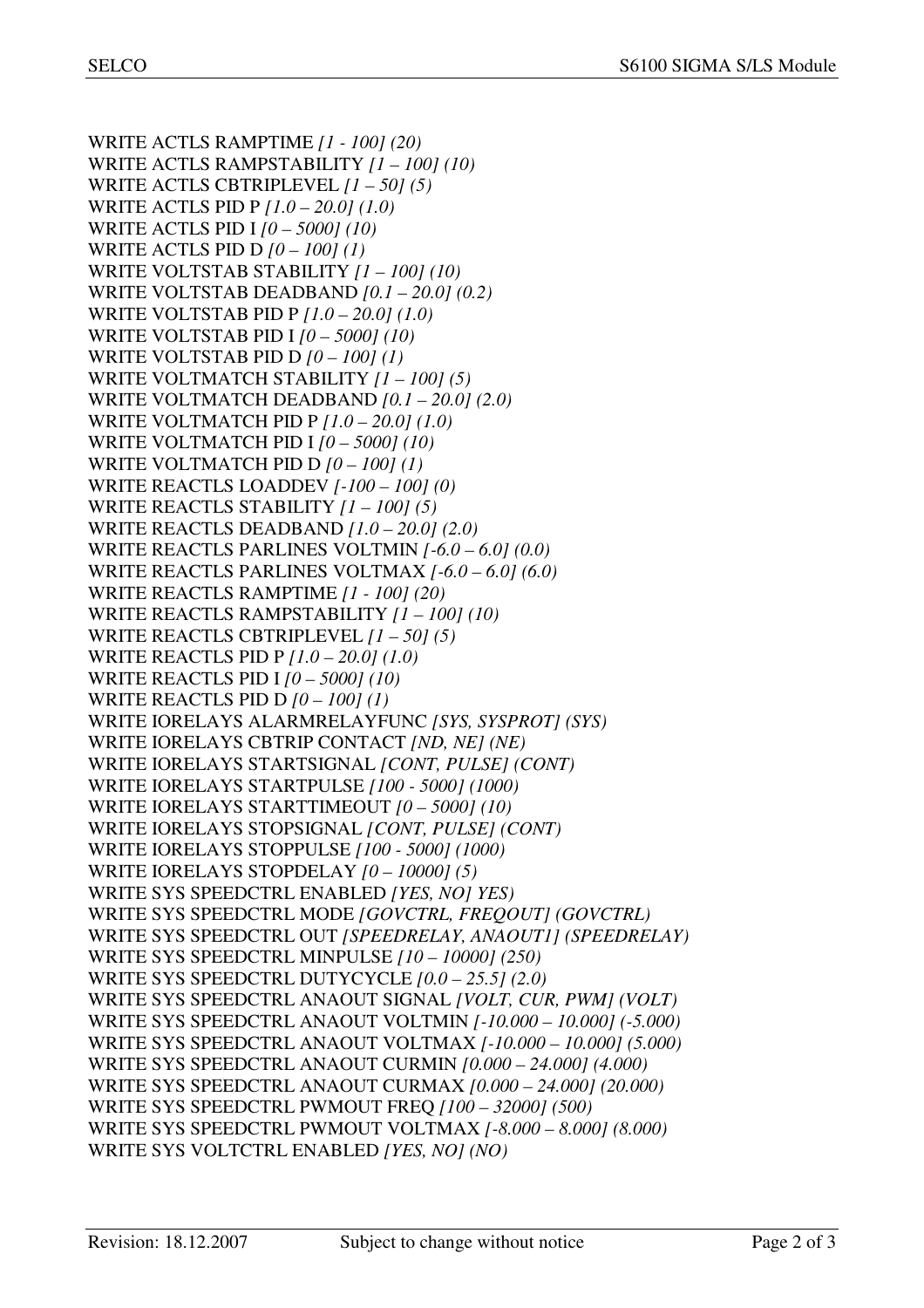WRITE ACTLS RAMPTIME *[1 - 100] (20)*
WRITE ACTLS RAMPSTABILITY *[1 – 100] (10)*
WRITE ACTLS CBTRIPLEVEL *[1 – 50] (5)*
WRITE ACTLS PID P *[1.0 – 20.0] (1.0)*
WRITE ACTLS PID I *[0 – 5000] (10)*
WRITE ACTLS PID D *[0 – 100] (1)*
WRITE VOLTSTAB STABILITY *[1 – 100] (10)*
WRITE VOLTSTAB DEADBAND *[0.1 – 20.0] (0.2)*
WRITE VOLTSTAB PID P *[1.0 – 20.0] (1.0)*
WRITE VOLTSTAB PID I *[0 – 5000] (10)*
WRITE VOLTSTAB PID D *[0 – 100] (1)*
WRITE VOLTMATCH STABILITY *[1 – 100] (5)*
WRITE VOLTMATCH DEADBAND *[0.1 – 20.0] (2.0)*
WRITE VOLTMATCH PID P *[1.0 – 20.0] (1.0)*
WRITE VOLTMATCH PID I *[0 – 5000] (10)*
WRITE VOLTMATCH PID D *[0 – 100] (1)*
WRITE REACTLS LOADDEV *[-100 – 100] (0)*
WRITE REACTLS STABILITY *[1 – 100] (5)*
WRITE REACTLS DEADBAND *[1.0 – 20.0] (2.0)*
WRITE REACTLS PARLINES VOLTMIN *[-6.0 – 6.0] (0.0)*
WRITE REACTLS PARLINES VOLTMAX *[-6.0 – 6.0] (6.0)*
WRITE REACTLS RAMPTIME *[1 - 100] (20)*
WRITE REACTLS RAMPSTABILITY *[1 – 100] (10)*
WRITE REACTLS CBTRIPLEVEL *[1 – 50] (5)*
WRITE REACTLS PID P *[1.0 – 20.0] (1.0)*
WRITE REACTLS PID I *[0 – 5000] (10)*
WRITE REACTLS PID D *[0 – 100] (1)*
WRITE IORELAYS ALARMRELAYFUNC *[SYS, SYSPROT] (SYS)*
WRITE IORELAYS CBTRIP CONTACT *[ND, NE] (NE)*
WRITE IORELAYS STARTSIGNAL *[CONT, PULSE] (CONT)*
WRITE IORELAYS STARTPULSE *[100 - 5000] (1000)*
WRITE IORELAYS STARTTIMEOUT *[0 – 5000] (10)*
WRITE IORELAYS STOPSIGNAL *[CONT, PULSE] (CONT)*
WRITE IORELAYS STOPPULSE *[100 - 5000] (1000)*
WRITE IORELAYS STOPDELAY *[0 – 10000] (5)*
WRITE SYS SPEEDCTRL ENABLED *[YES, NO] YES)*
WRITE SYS SPEEDCTRL MODE *[GOVCTRL, FREQOUT] (GOVCTRL)*
WRITE SYS SPEEDCTRL OUT *[SPEEDRELAY, ANAOUT1] (SPEEDRELAY)*
WRITE SYS SPEEDCTRL MINPULSE *[10 – 10000] (250)*
WRITE SYS SPEEDCTRL DUTYCYCLE *[0.0 – 25.5] (2.0)*
WRITE SYS SPEEDCTRL ANAOUT SIGNAL *[VOLT, CUR, PWM] (VOLT)*
WRITE SYS SPEEDCTRL ANAOUT VOLTMIN *[-10.000 – 10.000] (-5.000)*
WRITE SYS SPEEDCTRL ANAOUT VOLTMAX *[-10.000 – 10.000] (5.000)*
WRITE SYS SPEEDCTRL ANAOUT CURMIN *[0.000 – 24.000] (4.000)*
WRITE SYS SPEEDCTRL ANAOUT CURMAX *[0.000 – 24.000] (20.000)*
WRITE SYS SPEEDCTRL PWMOUT FREQ *[100 – 32000] (500)*
WRITE SYS SPEEDCTRL PWMOUT VOLTMAX *[-8.000 – 8.000] (8.000)*
WRITE SYS VOLTCTRL ENABLED *[YES, NO] (NO)*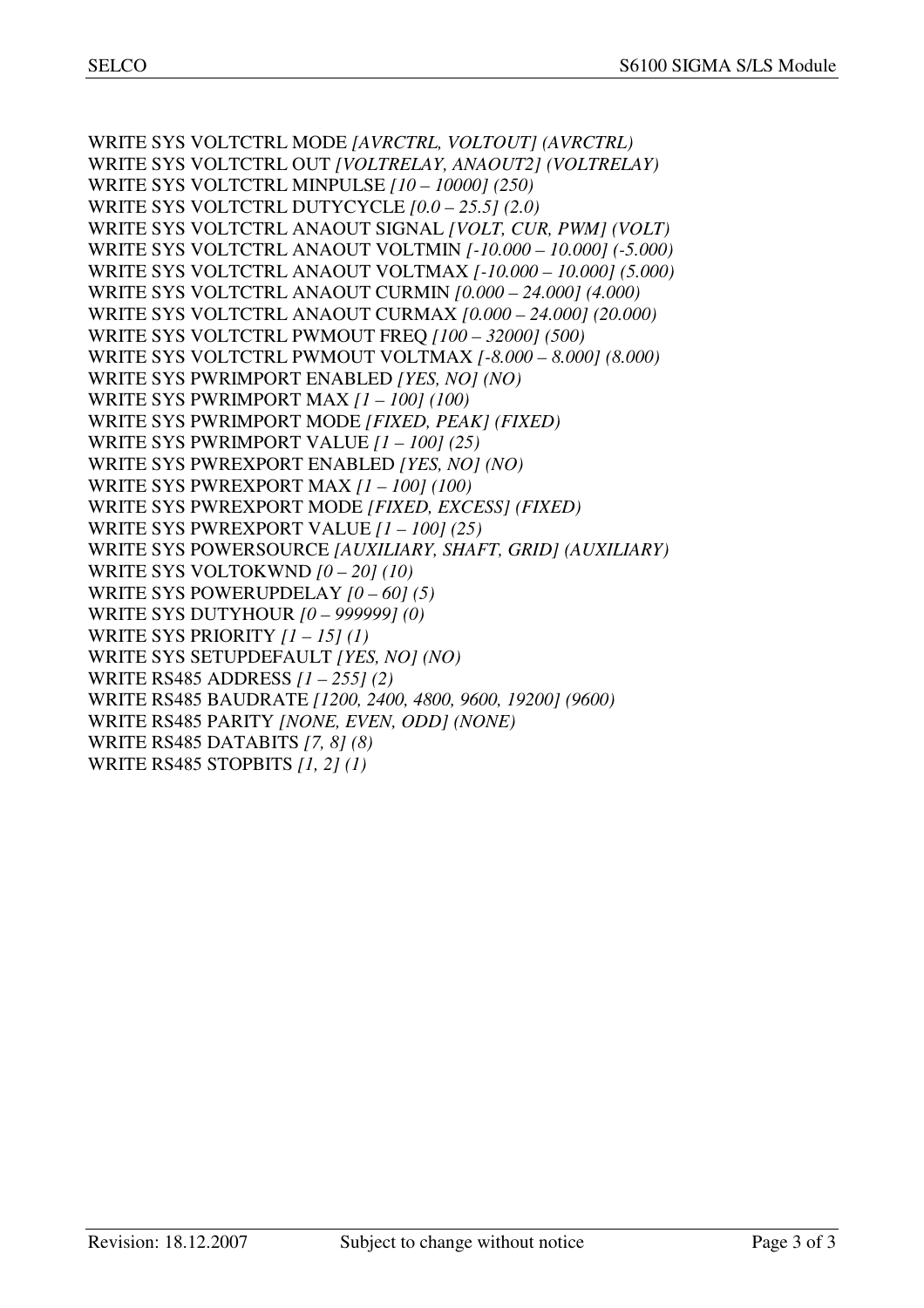WRITE SYS VOLTCTRL MODE *[AVRCTRL, VOLTOUT] (AVRCTRL)*
WRITE SYS VOLTCTRL OUT *[VOLTRELAY, ANAOUT2] (VOLTRELAY)*
WRITE SYS VOLTCTRL MINPULSE *[10 – 10000] (250)*
WRITE SYS VOLTCTRL DUTYCYCLE *[0.0 – 25.5] (2.0)*
WRITE SYS VOLTCTRL ANAOUT SIGNAL *[VOLT, CUR, PWM] (VOLT)*
WRITE SYS VOLTCTRL ANAOUT VOLTMIN *[-10.000 – 10.000] (-5.000)*
WRITE SYS VOLTCTRL ANAOUT VOLTMAX *[-10.000 – 10.000] (5.000)*
WRITE SYS VOLTCTRL ANAOUT CURMIN *[0.000 – 24.000] (4.000)*
WRITE SYS VOLTCTRL ANAOUT CURMAX *[0.000 – 24.000] (20.000)*
WRITE SYS VOLTCTRL PWMOUT FREQ *[100 – 32000] (500)*
WRITE SYS VOLTCTRL PWMOUT VOLTMAX *[-8.000 – 8.000] (8.000)*
WRITE SYS PWRIMPORT ENABLED *[YES, NO] (NO)*
WRITE SYS PWRIMPORT MAX *[1 – 100] (100)*
WRITE SYS PWRIMPORT MODE *[FIXED, PEAK] (FIXED)*
WRITE SYS PWRIMPORT VALUE *[1 – 100] (25)*
WRITE SYS PWREXPORT ENABLED *[YES, NO] (NO)*
WRITE SYS PWREXPORT MAX *[1 – 100] (100)*
WRITE SYS PWREXPORT MODE *[FIXED, EXCESS] (FIXED)*
WRITE SYS PWREXPORT VALUE *[1 – 100] (25)*
WRITE SYS POWERSOURCE *[AUXILIARY, SHAFT, GRID] (AUXILIARY)*
WRITE SYS VOLTOKWND *[0 – 20] (10)*
WRITE SYS POWERUPDELAY *[0 – 60] (5)*
WRITE SYS DUTYHOUR *[0 – 999999] (0)*
WRITE SYS PRIORITY *[1 – 15] (1)*
WRITE SYS SETUPDEFAULT *[YES, NO] (NO)*
WRITE RS485 ADDRESS *[1 – 255] (2)*
WRITE RS485 BAUDRATE *[1200, 2400, 4800, 9600, 19200] (9600)*
WRITE RS485 PARITY *[NONE, EVEN, ODD] (NONE)*
WRITE RS485 DATABITS *[7, 8] (8)*
WRITE RS485 STOPBITS *[1, 2] (1)*